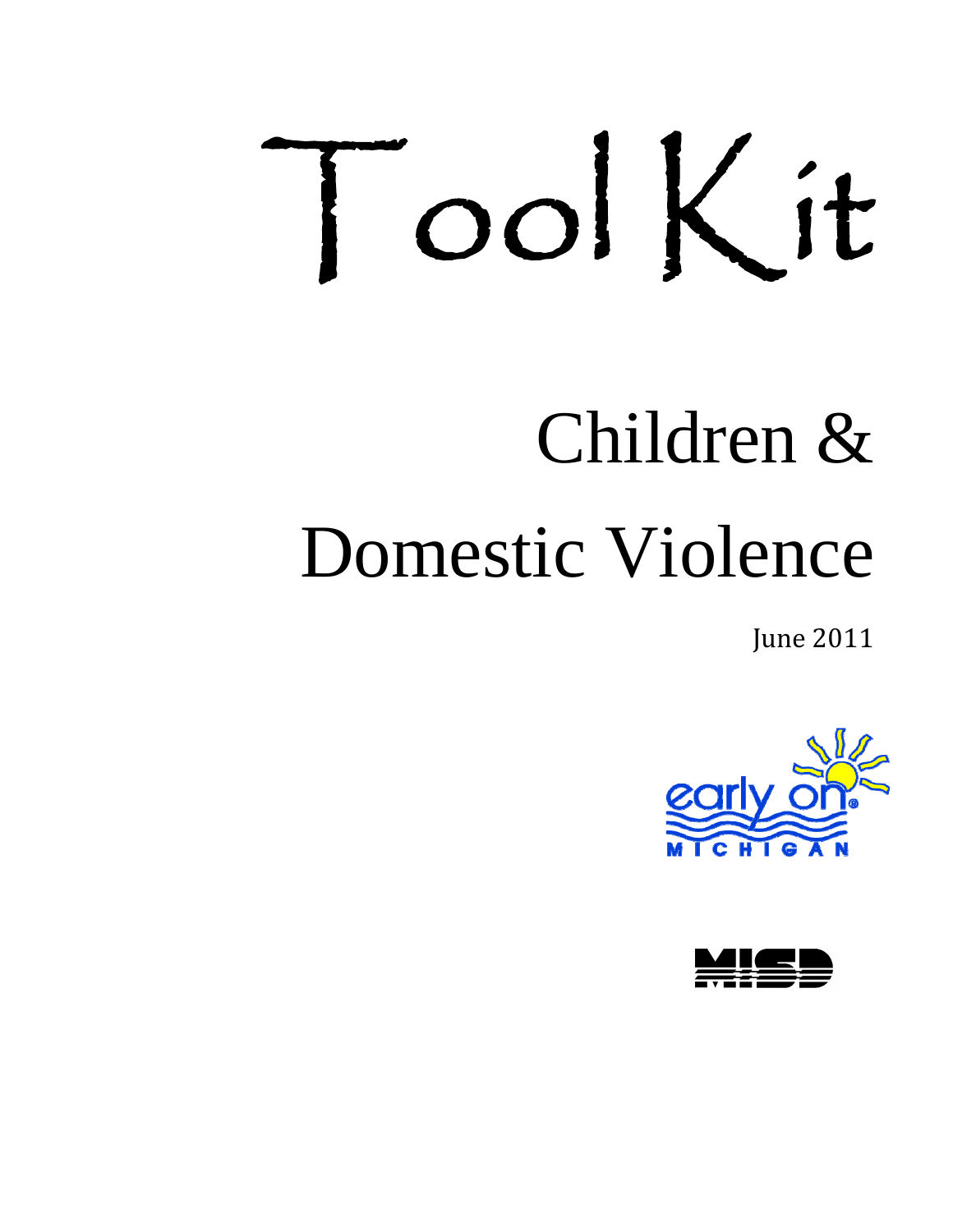# Tool Kit

# Children & Domestic Violence

June 2011

early on MICHIGAN

MISD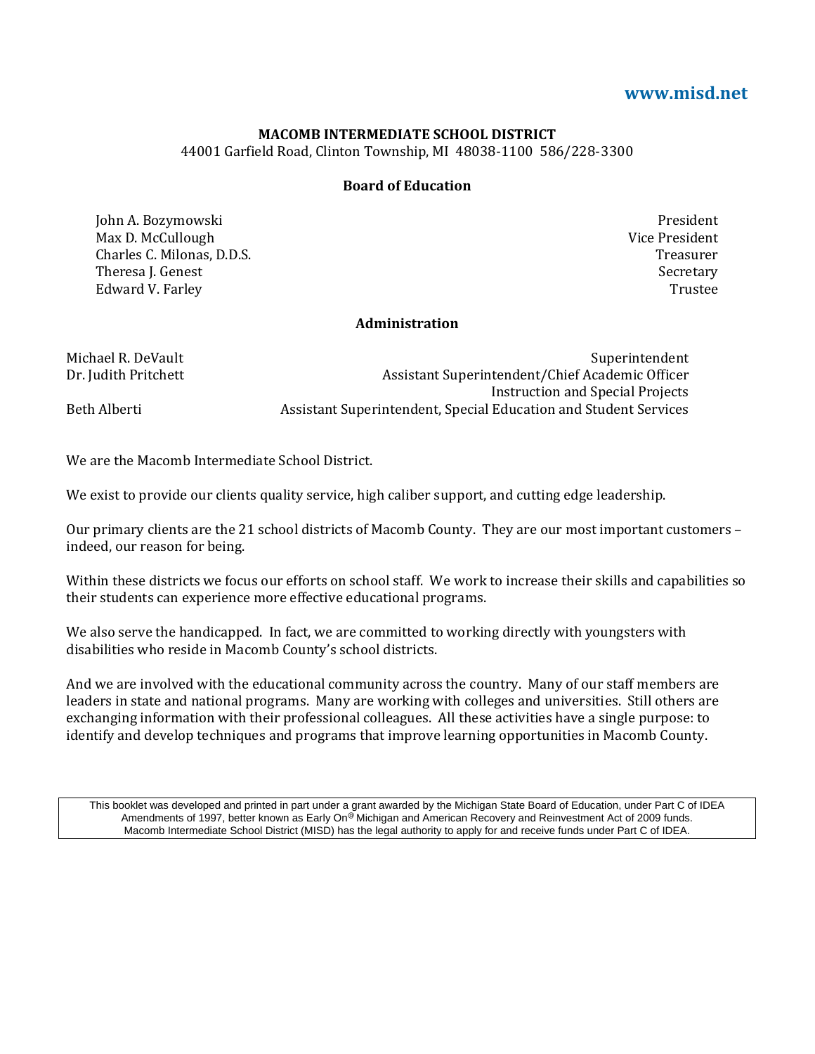www.misd.net

**MACOMB INTERMEDIATE SCHOOL DISTRICT**
44001 Garfield Road, Clinton Township, MI 48038-1100 586/228-3300

## Board of Education

| Name | Title |
|---|---|
| John A. Bozymowski | President |
| Max D. McCullough | Vice President |
| Charles C. Milonas, D.D.S. | Treasurer |
| Theresa J. Genest | Secretary |
| Edward V. Farley | Trustee |

## Administration

| Name | Title |
|---|---|
| Michael R. DeVault | Superintendent |
| Dr. Judith Pritchett | Assistant Superintendent/Chief Academic Officer Instruction and Special Projects |
| Beth Alberti | Assistant Superintendent, Special Education and Student Services |

We are the Macomb Intermediate School District.

We exist to provide our clients quality service, high caliber support, and cutting edge leadership.

Our primary clients are the 21 school districts of Macomb County. They are our most important customers – indeed, our reason for being.

Within these districts we focus our efforts on school staff. We work to increase their skills and capabilities so their students can experience more effective educational programs.

We also serve the handicapped. In fact, we are committed to working directly with youngsters with disabilities who reside in Macomb County's school districts.

And we are involved with the educational community across the country. Many of our staff members are leaders in state and national programs. Many are working with colleges and universities. Still others are exchanging information with their professional colleagues. All these activities have a single purpose: to identify and develop techniques and programs that improve learning opportunities in Macomb County.

This booklet was developed and printed in part under a grant awarded by the Michigan State Board of Education, under Part C of IDEA Amendments of 1997, better known as Early On® Michigan and American Recovery and Reinvestment Act of 2009 funds. Macomb Intermediate School District (MISD) has the legal authority to apply for and receive funds under Part C of IDEA.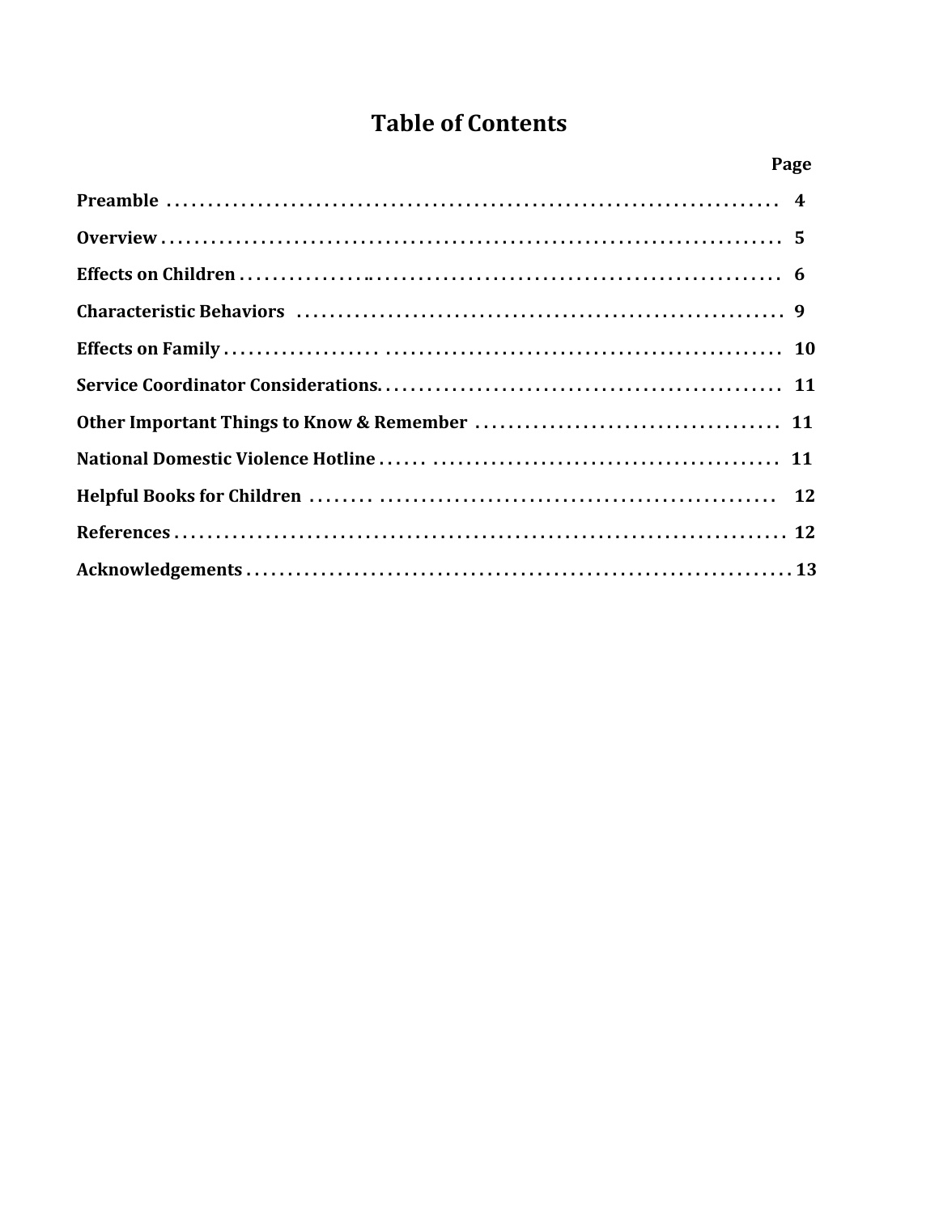# Table of Contents

| | Page |
|---|---|
| **Preamble** | **4** |
| **Overview** | **5** |
| **Effects on Children** | **6** |
| **Characteristic Behaviors** | **9** |
| **Effects on Family** | **10** |
| **Service Coordinator Considerations.** | **11** |
| **Other Important Things to Know & Remember** | **11** |
| **National Domestic Violence Hotline** | **11** |
| **Helpful Books for Children** | **12** |
| **References** | **12** |
| **Acknowledgements** | **13** |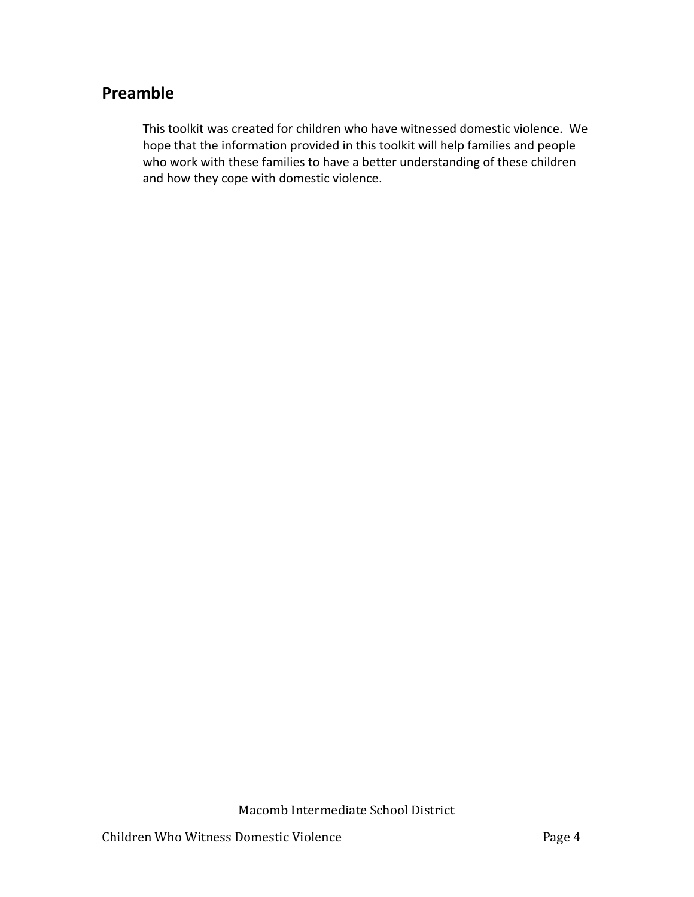## Preamble

This toolkit was created for children who have witnessed domestic violence. We hope that the information provided in this toolkit will help families and people who work with these families to have a better understanding of these children and how they cope with domestic violence.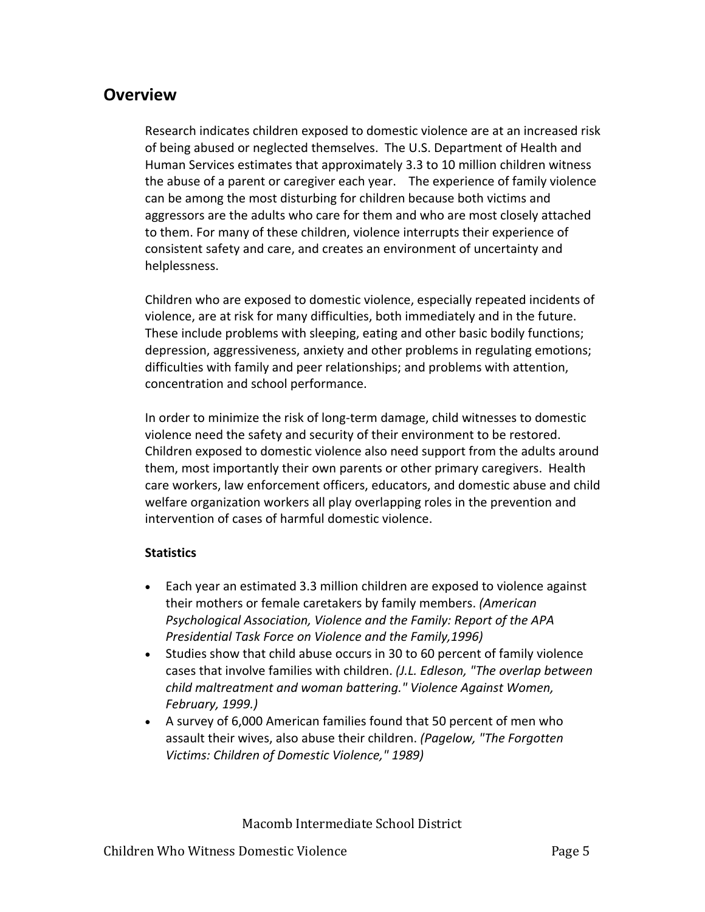## Overview

Research indicates children exposed to domestic violence are at an increased risk of being abused or neglected themselves. The U.S. Department of Health and Human Services estimates that approximately 3.3 to 10 million children witness the abuse of a parent or caregiver each year. The experience of family violence can be among the most disturbing for children because both victims and aggressors are the adults who care for them and who are most closely attached to them. For many of these children, violence interrupts their experience of consistent safety and care, and creates an environment of uncertainty and helplessness.

Children who are exposed to domestic violence, especially repeated incidents of violence, are at risk for many difficulties, both immediately and in the future. These include problems with sleeping, eating and other basic bodily functions; depression, aggressiveness, anxiety and other problems in regulating emotions; difficulties with family and peer relationships; and problems with attention, concentration and school performance.

In order to minimize the risk of long-term damage, child witnesses to domestic violence need the safety and security of their environment to be restored. Children exposed to domestic violence also need support from the adults around them, most importantly their own parents or other primary caregivers. Health care workers, law enforcement officers, educators, and domestic abuse and child welfare organization workers all play overlapping roles in the prevention and intervention of cases of harmful domestic violence.

**Statistics**

- Each year an estimated 3.3 million children are exposed to violence against their mothers or female caretakers by family members. *(American Psychological Association, Violence and the Family: Report of the APA Presidential Task Force on Violence and the Family,1996)*
- Studies show that child abuse occurs in 30 to 60 percent of family violence cases that involve families with children. *(J.L. Edleson, "The overlap between child maltreatment and woman battering." Violence Against Women, February, 1999.)*
- A survey of 6,000 American families found that 50 percent of men who assault their wives, also abuse their children. *(Pagelow, "The Forgotten Victims: Children of Domestic Violence," 1989)*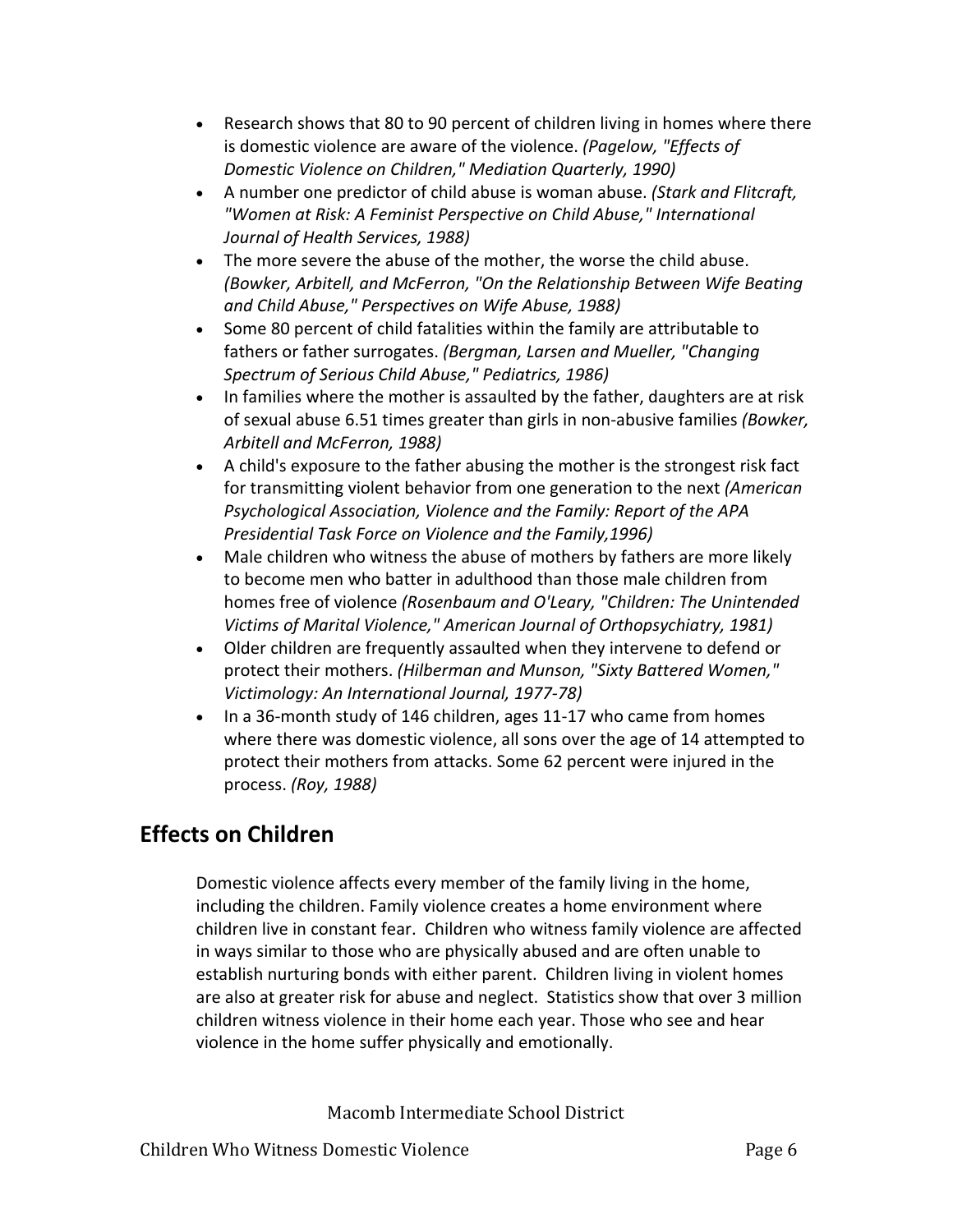- Research shows that 80 to 90 percent of children living in homes where there is domestic violence are aware of the violence. *(Pagelow, "Effects of Domestic Violence on Children," Mediation Quarterly, 1990)*
- A number one predictor of child abuse is woman abuse. *(Stark and Flitcraft, "Women at Risk: A Feminist Perspective on Child Abuse," International Journal of Health Services, 1988)*
- The more severe the abuse of the mother, the worse the child abuse. *(Bowker, Arbitell, and McFerron, "On the Relationship Between Wife Beating and Child Abuse," Perspectives on Wife Abuse, 1988)*
- Some 80 percent of child fatalities within the family are attributable to fathers or father surrogates. *(Bergman, Larsen and Mueller, "Changing Spectrum of Serious Child Abuse," Pediatrics, 1986)*
- In families where the mother is assaulted by the father, daughters are at risk of sexual abuse 6.51 times greater than girls in non-abusive families *(Bowker, Arbitell and McFerron, 1988)*
- A child's exposure to the father abusing the mother is the strongest risk fact for transmitting violent behavior from one generation to the next *(American Psychological Association, Violence and the Family: Report of the APA Presidential Task Force on Violence and the Family,1996)*
- Male children who witness the abuse of mothers by fathers are more likely to become men who batter in adulthood than those male children from homes free of violence *(Rosenbaum and O'Leary, "Children: The Unintended Victims of Marital Violence," American Journal of Orthopsychiatry, 1981)*
- Older children are frequently assaulted when they intervene to defend or protect their mothers. *(Hilberman and Munson, "Sixty Battered Women," Victimology: An International Journal, 1977-78)*
- In a 36-month study of 146 children, ages 11-17 who came from homes where there was domestic violence, all sons over the age of 14 attempted to protect their mothers from attacks. Some 62 percent were injured in the process. *(Roy, 1988)*

## Effects on Children

Domestic violence affects every member of the family living in the home, including the children. Family violence creates a home environment where children live in constant fear. Children who witness family violence are affected in ways similar to those who are physically abused and are often unable to establish nurturing bonds with either parent. Children living in violent homes are also at greater risk for abuse and neglect. Statistics show that over 3 million children witness violence in their home each year. Those who see and hear violence in the home suffer physically and emotionally.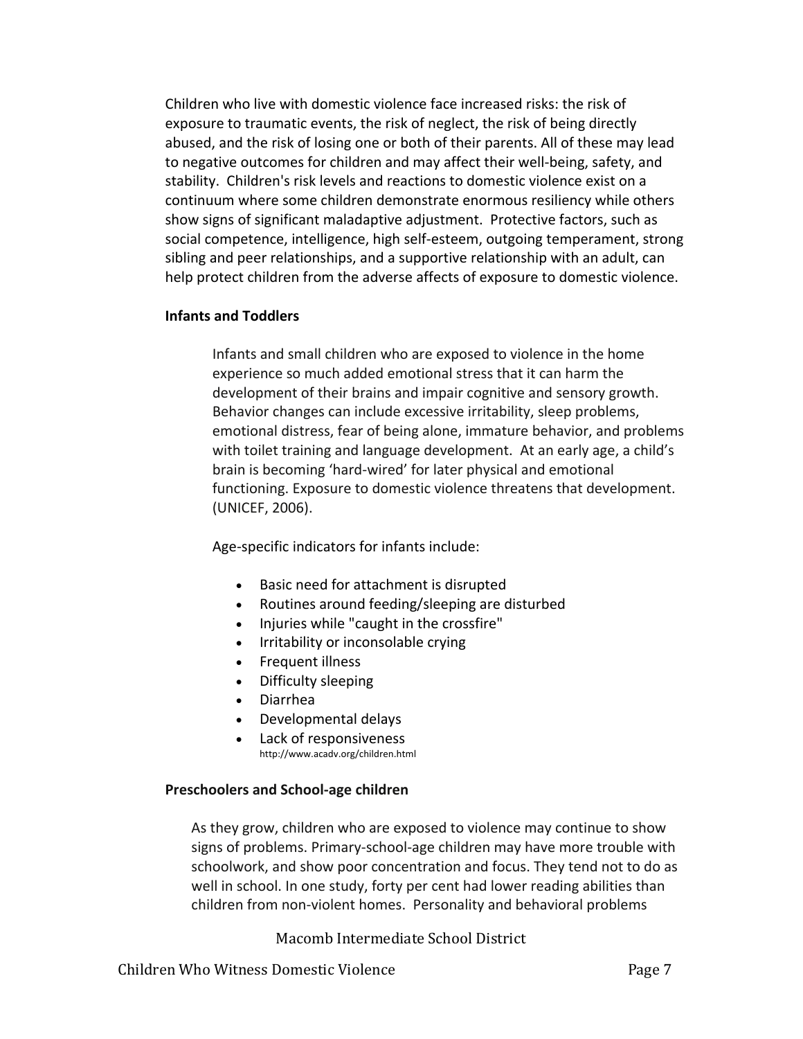Children who live with domestic violence face increased risks: the risk of exposure to traumatic events, the risk of neglect, the risk of being directly abused, and the risk of losing one or both of their parents. All of these may lead to negative outcomes for children and may affect their well-being, safety, and stability. Children's risk levels and reactions to domestic violence exist on a continuum where some children demonstrate enormous resiliency while others show signs of significant maladaptive adjustment. Protective factors, such as social competence, intelligence, high self-esteem, outgoing temperament, strong sibling and peer relationships, and a supportive relationship with an adult, can help protect children from the adverse affects of exposure to domestic violence.

**Infants and Toddlers**

Infants and small children who are exposed to violence in the home experience so much added emotional stress that it can harm the development of their brains and impair cognitive and sensory growth. Behavior changes can include excessive irritability, sleep problems, emotional distress, fear of being alone, immature behavior, and problems with toilet training and language development. At an early age, a child's brain is becoming 'hard-wired' for later physical and emotional functioning. Exposure to domestic violence threatens that development. (UNICEF, 2006).

Age-specific indicators for infants include:

- Basic need for attachment is disrupted
- Routines around feeding/sleeping are disturbed
- Injuries while "caught in the crossfire"
- Irritability or inconsolable crying
- Frequent illness
- Difficulty sleeping
- Diarrhea
- Developmental delays
- Lack of responsiveness

http://www.acadv.org/children.html

**Preschoolers and School-age children**

As they grow, children who are exposed to violence may continue to show signs of problems. Primary-school-age children may have more trouble with schoolwork, and show poor concentration and focus. They tend not to do as well in school. In one study, forty per cent had lower reading abilities than children from non-violent homes. Personality and behavioral problems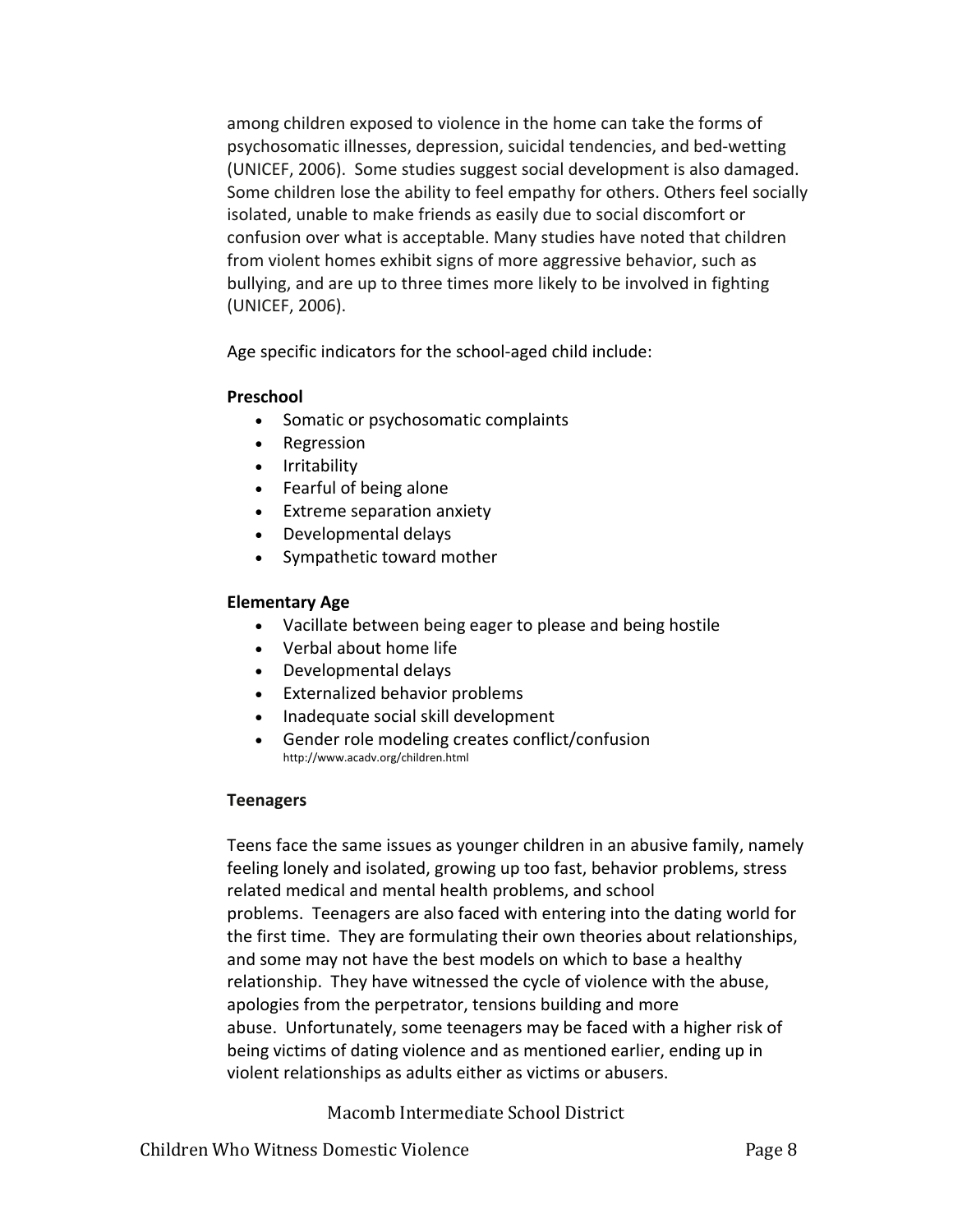among children exposed to violence in the home can take the forms of psychosomatic illnesses, depression, suicidal tendencies, and bed-wetting (UNICEF, 2006). Some studies suggest social development is also damaged. Some children lose the ability to feel empathy for others. Others feel socially isolated, unable to make friends as easily due to social discomfort or confusion over what is acceptable. Many studies have noted that children from violent homes exhibit signs of more aggressive behavior, such as bullying, and are up to three times more likely to be involved in fighting (UNICEF, 2006).

Age specific indicators for the school-aged child include:

**Preschool**

- Somatic or psychosomatic complaints
- Regression
- Irritability
- Fearful of being alone
- Extreme separation anxiety
- Developmental delays
- Sympathetic toward mother

**Elementary Age**

- Vacillate between being eager to please and being hostile
- Verbal about home life
- Developmental delays
- Externalized behavior problems
- Inadequate social skill development
- Gender role modeling creates conflict/confusion

http://www.acadv.org/children.html

**Teenagers**

Teens face the same issues as younger children in an abusive family, namely feeling lonely and isolated, growing up too fast, behavior problems, stress related medical and mental health problems, and school problems. Teenagers are also faced with entering into the dating world for the first time. They are formulating their own theories about relationships, and some may not have the best models on which to base a healthy relationship. They have witnessed the cycle of violence with the abuse, apologies from the perpetrator, tensions building and more abuse. Unfortunately, some teenagers may be faced with a higher risk of being victims of dating violence and as mentioned earlier, ending up in violent relationships as adults either as victims or abusers.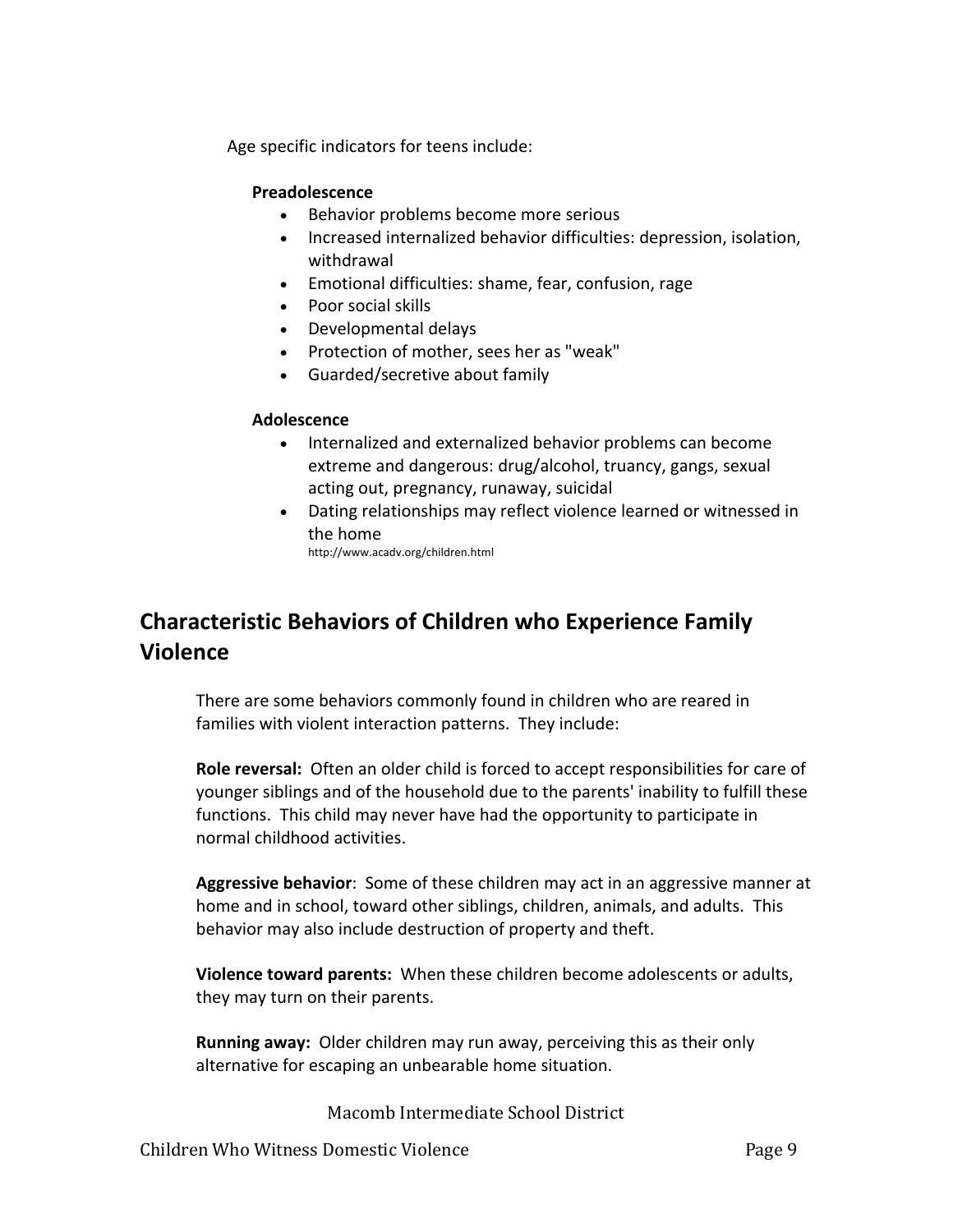Age specific indicators for teens include:

**Preadolescence**

- Behavior problems become more serious
- Increased internalized behavior difficulties: depression, isolation, withdrawal
- Emotional difficulties: shame, fear, confusion, rage
- Poor social skills
- Developmental delays
- Protection of mother, sees her as "weak"
- Guarded/secretive about family

**Adolescence**

- Internalized and externalized behavior problems can become extreme and dangerous: drug/alcohol, truancy, gangs, sexual acting out, pregnancy, runaway, suicidal
- Dating relationships may reflect violence learned or witnessed in the home

http://www.acadv.org/children.html

## Characteristic Behaviors of Children who Experience Family Violence

There are some behaviors commonly found in children who are reared in families with violent interaction patterns. They include:

**Role reversal:** Often an older child is forced to accept responsibilities for care of younger siblings and of the household due to the parents' inability to fulfill these functions. This child may never have had the opportunity to participate in normal childhood activities.

**Aggressive behavior**: Some of these children may act in an aggressive manner at home and in school, toward other siblings, children, animals, and adults. This behavior may also include destruction of property and theft.

**Violence toward parents:** When these children become adolescents or adults, they may turn on their parents.

**Running away:** Older children may run away, perceiving this as their only alternative for escaping an unbearable home situation.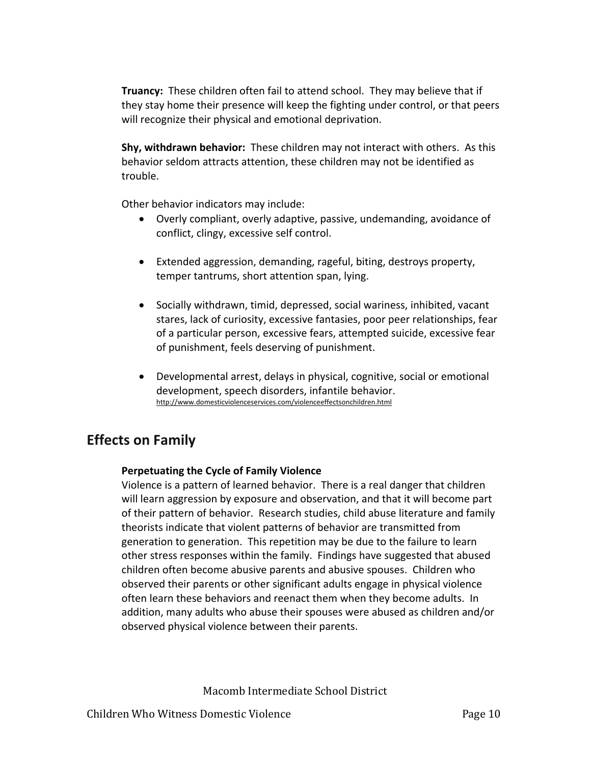**Truancy:** These children often fail to attend school. They may believe that if they stay home their presence will keep the fighting under control, or that peers will recognize their physical and emotional deprivation.

**Shy, withdrawn behavior:** These children may not interact with others. As this behavior seldom attracts attention, these children may not be identified as trouble.

Other behavior indicators may include:

- Overly compliant, overly adaptive, passive, undemanding, avoidance of conflict, clingy, excessive self control.
- Extended aggression, demanding, rageful, biting, destroys property, temper tantrums, short attention span, lying.
- Socially withdrawn, timid, depressed, social wariness, inhibited, vacant stares, lack of curiosity, excessive fantasies, poor peer relationships, fear of a particular person, excessive fears, attempted suicide, excessive fear of punishment, feels deserving of punishment.
- Developmental arrest, delays in physical, cognitive, social or emotional development, speech disorders, infantile behavior. http://www.domesticviolenceservices.com/violenceeffectsonchildren.html

## Effects on Family

**Perpetuating the Cycle of Family Violence**

Violence is a pattern of learned behavior. There is a real danger that children will learn aggression by exposure and observation, and that it will become part of their pattern of behavior. Research studies, child abuse literature and family theorists indicate that violent patterns of behavior are transmitted from generation to generation. This repetition may be due to the failure to learn other stress responses within the family. Findings have suggested that abused children often become abusive parents and abusive spouses. Children who observed their parents or other significant adults engage in physical violence often learn these behaviors and reenact them when they become adults. In addition, many adults who abuse their spouses were abused as children and/or observed physical violence between their parents.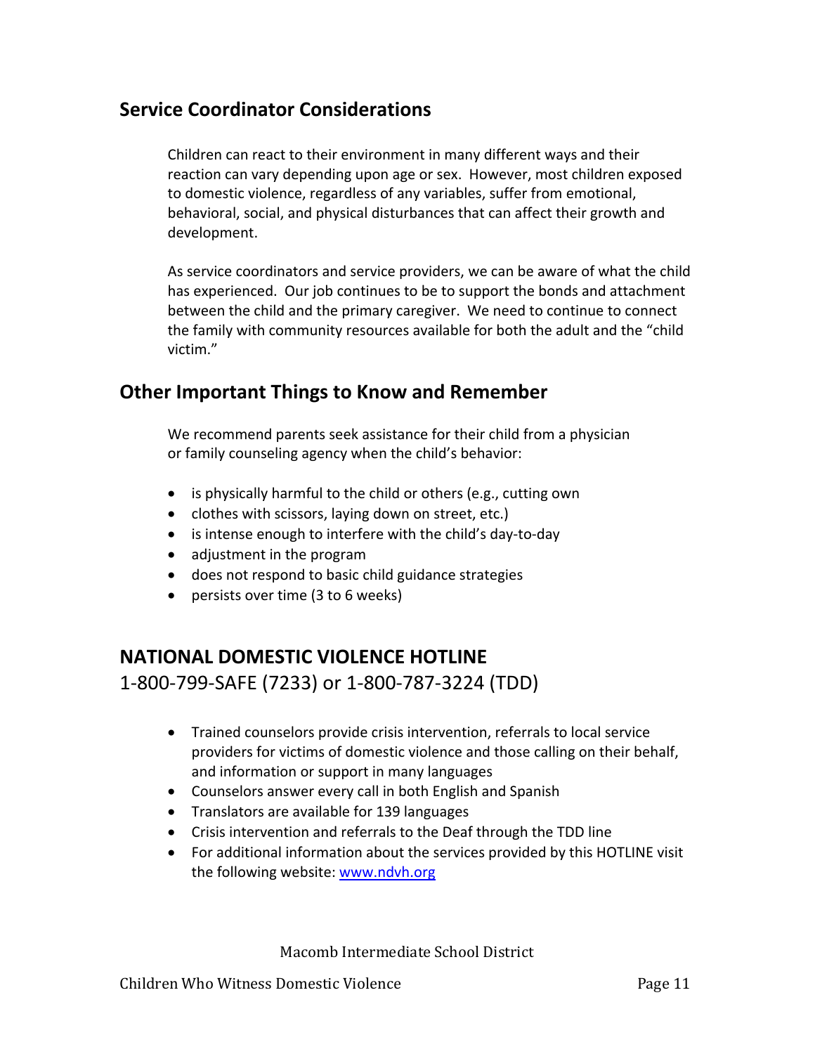## Service Coordinator Considerations

Children can react to their environment in many different ways and their reaction can vary depending upon age or sex. However, most children exposed to domestic violence, regardless of any variables, suffer from emotional, behavioral, social, and physical disturbances that can affect their growth and development.

As service coordinators and service providers, we can be aware of what the child has experienced. Our job continues to be to support the bonds and attachment between the child and the primary caregiver. We need to continue to connect the family with community resources available for both the adult and the "child victim."

## Other Important Things to Know and Remember

We recommend parents seek assistance for their child from a physician or family counseling agency when the child's behavior:

- is physically harmful to the child or others (e.g., cutting own
- clothes with scissors, laying down on street, etc.)
- is intense enough to interfere with the child's day-to-day
- adjustment in the program
- does not respond to basic child guidance strategies
- persists over time (3 to 6 weeks)

## NATIONAL DOMESTIC VIOLENCE HOTLINE

1-800-799-SAFE (7233) or 1-800-787-3224 (TDD)

- Trained counselors provide crisis intervention, referrals to local service providers for victims of domestic violence and those calling on their behalf, and information or support in many languages
- Counselors answer every call in both English and Spanish
- Translators are available for 139 languages
- Crisis intervention and referrals to the Deaf through the TDD line
- For additional information about the services provided by this HOTLINE visit the following website: www.ndvh.org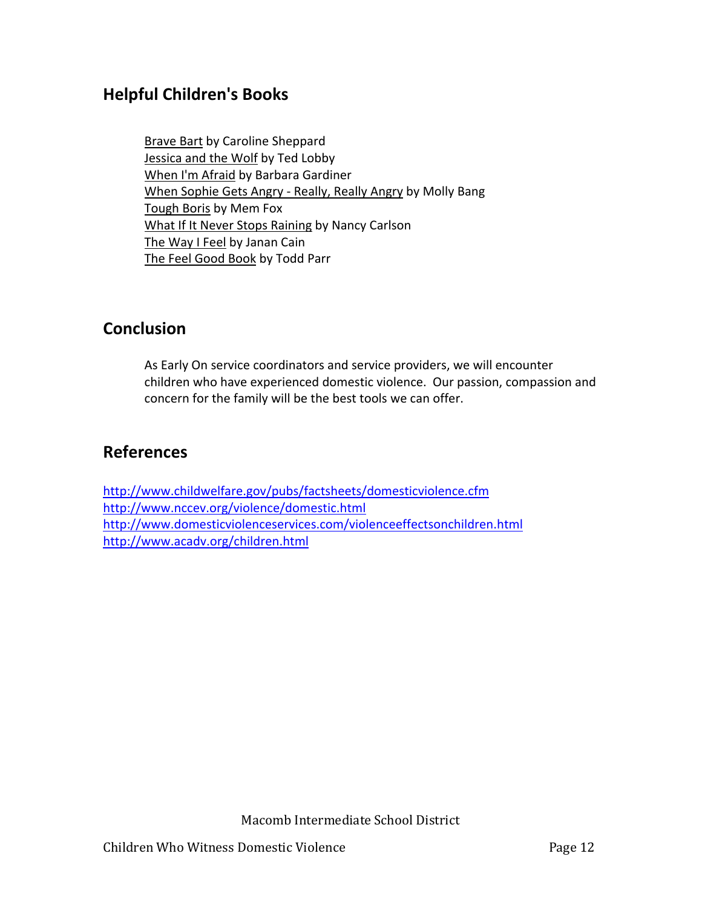## Helpful Children's Books

Brave Bart by Caroline Sheppard
Jessica and the Wolf by Ted Lobby
When I'm Afraid by Barbara Gardiner
When Sophie Gets Angry - Really, Really Angry by Molly Bang
Tough Boris by Mem Fox
What If It Never Stops Raining by Nancy Carlson
The Way I Feel by Janan Cain
The Feel Good Book by Todd Parr

## Conclusion

As Early On service coordinators and service providers, we will encounter children who have experienced domestic violence. Our passion, compassion and concern for the family will be the best tools we can offer.

## References

http://www.childwelfare.gov/pubs/factsheets/domesticviolence.cfm
http://www.nccev.org/violence/domestic.html
http://www.domesticviolenceservices.com/violenceeffectsonchildren.html
http://www.acadv.org/children.html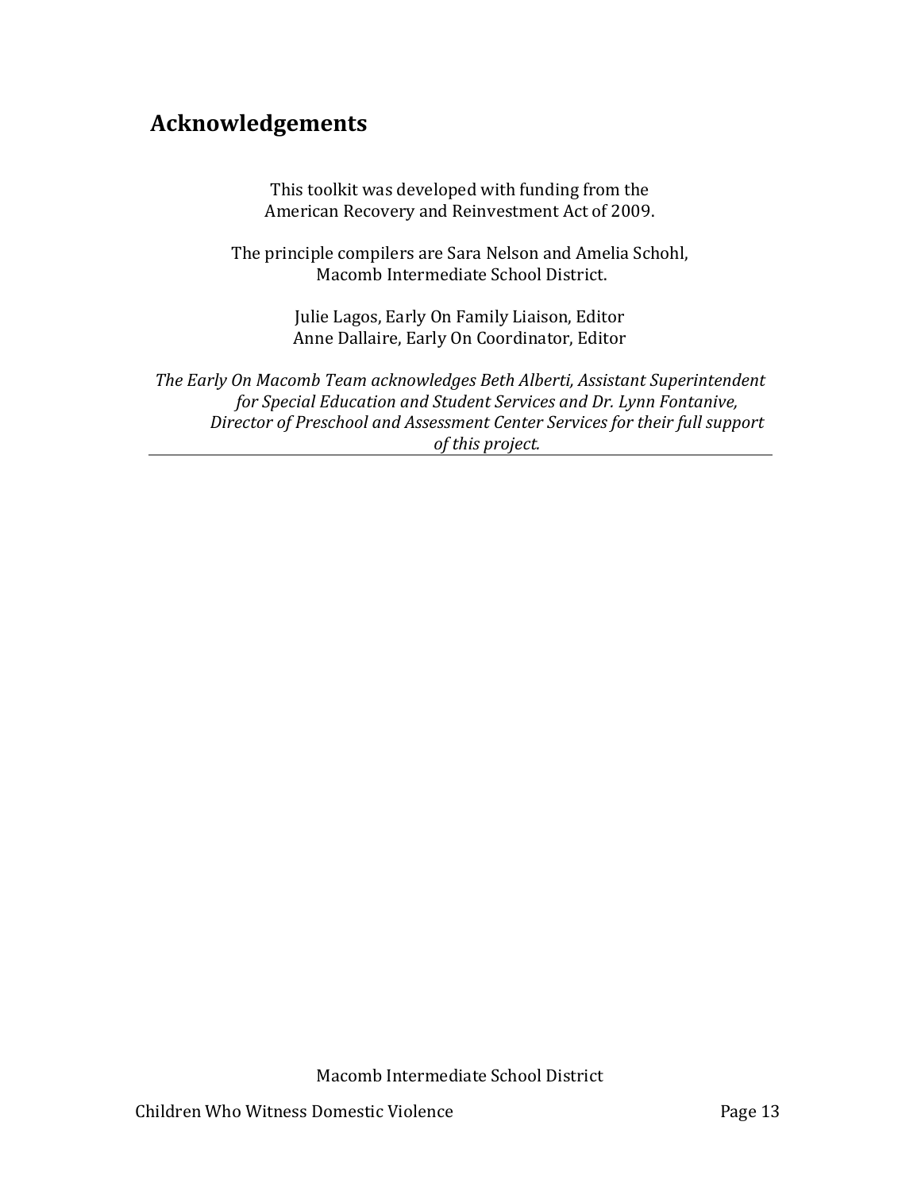## Acknowledgements

This toolkit was developed with funding from the
American Recovery and Reinvestment Act of 2009.

The principle compilers are Sara Nelson and Amelia Schohl,
Macomb Intermediate School District.

Julie Lagos, Early On Family Liaison, Editor
Anne Dallaire, Early On Coordinator, Editor

*The Early On Macomb Team acknowledges Beth Alberti, Assistant Superintendent for Special Education and Student Services and Dr. Lynn Fontanive, Director of Preschool and Assessment Center Services for their full support of this project.*

---